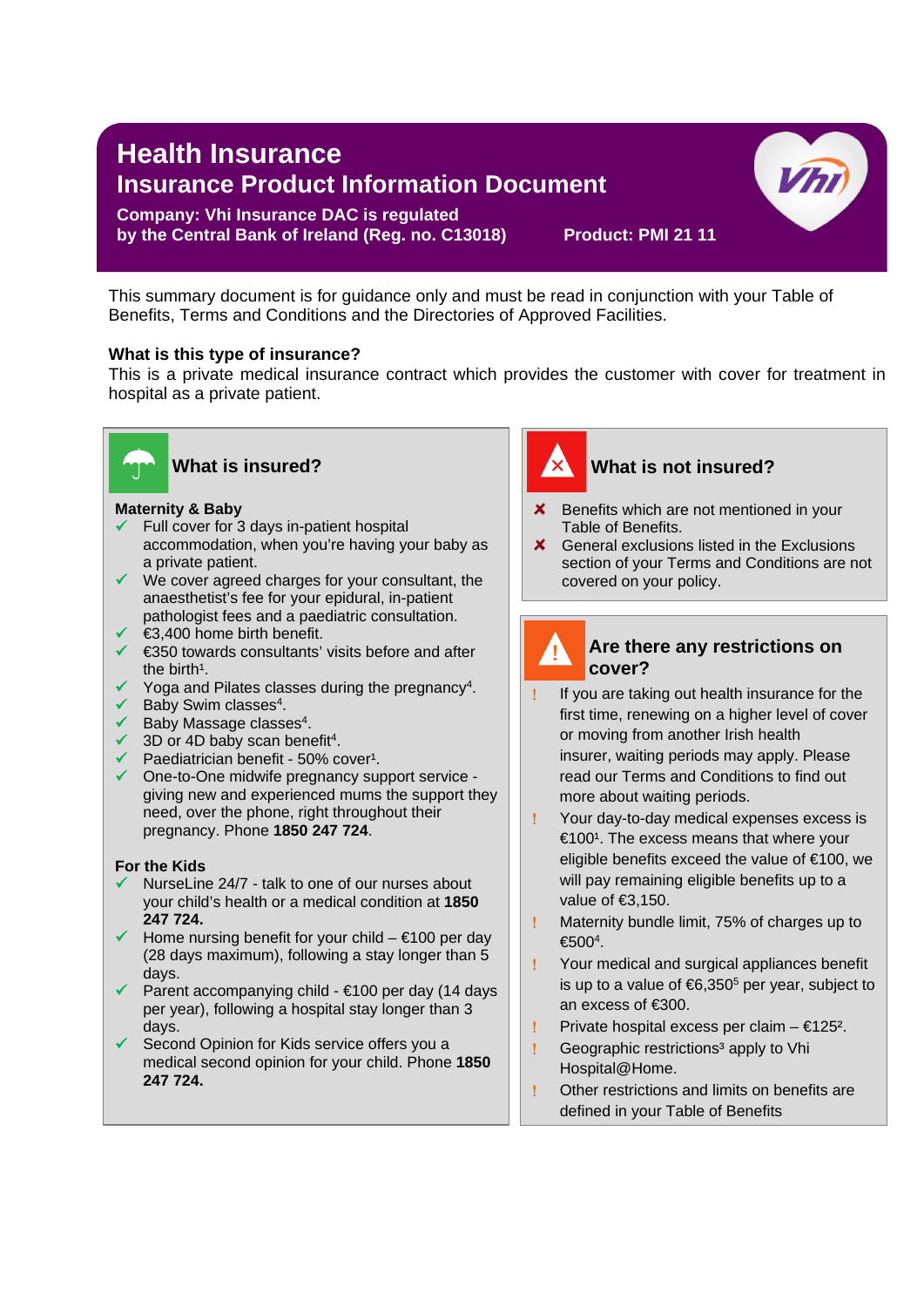# Health Insurance

## Insurance Product Information Document

**Company: Vhi Insurance DAC is regulated by the Central Bank of Ireland (Reg. no. C13018)**

**Product: PMI 21 11**

This summary document is for guidance only and must be read in conjunction with your Table of Benefits, Terms and Conditions and the Directories of Approved Facilities.

**What is this type of insurance?**

This is a private medical insurance contract which provides the customer with cover for treatment in hospital as a private patient.

## What is insured?

**Maternity & Baby**

- ✓ Full cover for 3 days in-patient hospital accommodation, when you're having your baby as a private patient.
- ✓ We cover agreed charges for your consultant, the anaesthetist's fee for your epidural, in-patient pathologist fees and a paediatric consultation.
- ✓ €3,400 home birth benefit.
- ✓ €350 towards consultants' visits before and after the birth[1].
- ✓ Yoga and Pilates classes during the pregnancy[4].
- ✓ Baby Swim classes[4].
- ✓ Baby Massage classes[4].
- ✓ 3D or 4D baby scan benefit[4].
- ✓ Paediatrician benefit - 50% cover[1].
- ✓ One-to-One midwife pregnancy support service - giving new and experienced mums the support they need, over the phone, right throughout their pregnancy. Phone **1850 247 724**.

**For the Kids**

- ✓ NurseLine 24/7 - talk to one of our nurses about your child's health or a medical condition at **1850 247 724.**
- ✓ Home nursing benefit for your child – €100 per day (28 days maximum), following a stay longer than 5 days.
- ✓ Parent accompanying child - €100 per day (14 days per year), following a hospital stay longer than 3 days.
- ✓ Second Opinion for Kids service offers you a medical second opinion for your child. Phone **1850 247 724.**

## What is not insured?

- ✗ Benefits which are not mentioned in your Table of Benefits.
- ✗ General exclusions listed in the Exclusions section of your Terms and Conditions are not covered on your policy.

## Are there any restrictions on cover?

- ! If you are taking out health insurance for the first time, renewing on a higher level of cover or moving from another Irish health insurer, waiting periods may apply. Please read our Terms and Conditions to find out more about waiting periods.
- ! Your day-to-day medical expenses excess is €100[1]. The excess means that where your eligible benefits exceed the value of €100, we will pay remaining eligible benefits up to a value of €3,150.
- ! Maternity bundle limit, 75% of charges up to €500[4].
- ! Your medical and surgical appliances benefit is up to a value of €6,350[5] per year, subject to an excess of €300.
- ! Private hospital excess per claim – €125[2].
- ! Geographic restrictions[3] apply to Vhi Hospital@Home.
- ! Other restrictions and limits on benefits are defined in your Table of Benefits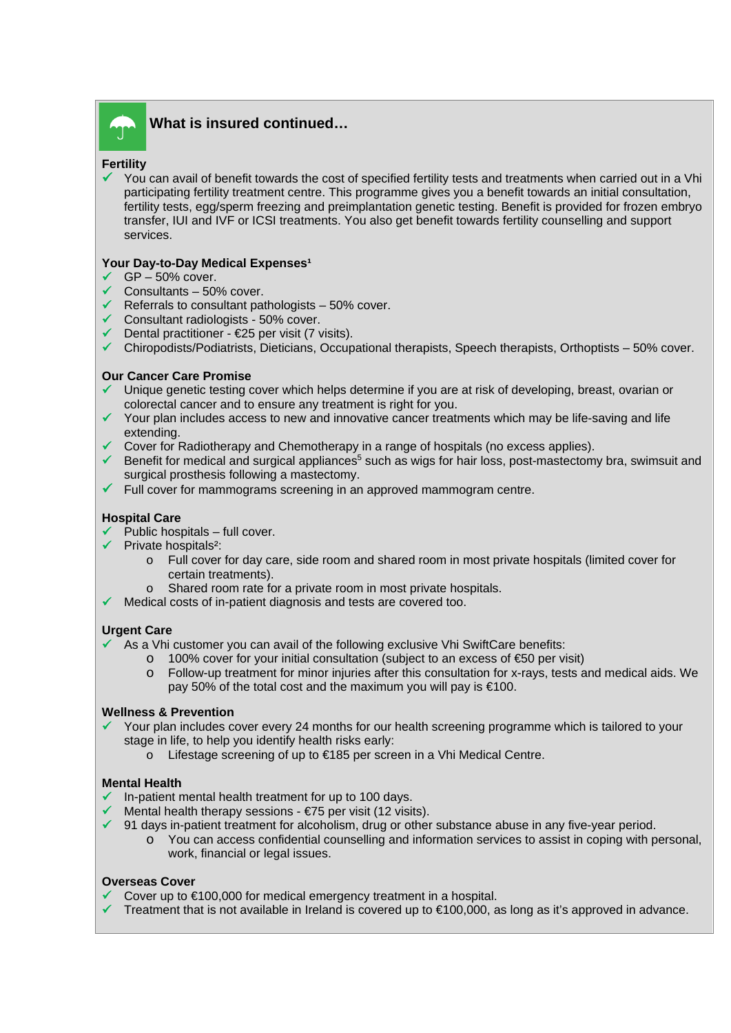## What is insured continued…

**Fertility**

- ✓ You can avail of benefit towards the cost of specified fertility tests and treatments when carried out in a Vhi participating fertility treatment centre. This programme gives you a benefit towards an initial consultation, fertility tests, egg/sperm freezing and preimplantation genetic testing. Benefit is provided for frozen embryo transfer, IUI and IVF or ICSI treatments. You also get benefit towards fertility counselling and support services.

**Your Day-to-Day Medical Expenses[1]**

- ✓ GP – 50% cover.
- ✓ Consultants – 50% cover.
- ✓ Referrals to consultant pathologists – 50% cover.
- ✓ Consultant radiologists - 50% cover.
- ✓ Dental practitioner - €25 per visit (7 visits).
- ✓ Chiropodists/Podiatrists, Dieticians, Occupational therapists, Speech therapists, Orthoptists – 50% cover.

**Our Cancer Care Promise**

- ✓ Unique genetic testing cover which helps determine if you are at risk of developing, breast, ovarian or colorectal cancer and to ensure any treatment is right for you.
- ✓ Your plan includes access to new and innovative cancer treatments which may be life-saving and life extending.
- ✓ Cover for Radiotherapy and Chemotherapy in a range of hospitals (no excess applies).
- ✓ Benefit for medical and surgical appliances[5] such as wigs for hair loss, post-mastectomy bra, swimsuit and surgical prosthesis following a mastectomy.
- ✓ Full cover for mammograms screening in an approved mammogram centre.

**Hospital Care**

- ✓ Public hospitals – full cover.
- ✓ Private hospitals[2]:
  - Full cover for day care, side room and shared room in most private hospitals (limited cover for certain treatments).
  - Shared room rate for a private room in most private hospitals.
- ✓ Medical costs of in-patient diagnosis and tests are covered too.

**Urgent Care**

- ✓ As a Vhi customer you can avail of the following exclusive Vhi SwiftCare benefits:
  - 100% cover for your initial consultation (subject to an excess of €50 per visit)
  - Follow-up treatment for minor injuries after this consultation for x-rays, tests and medical aids. We pay 50% of the total cost and the maximum you will pay is €100.

**Wellness & Prevention**

- ✓ Your plan includes cover every 24 months for our health screening programme which is tailored to your stage in life, to help you identify health risks early:
  - Lifestage screening of up to €185 per screen in a Vhi Medical Centre.

**Mental Health**

- ✓ In-patient mental health treatment for up to 100 days.
- ✓ Mental health therapy sessions - €75 per visit (12 visits).
- ✓ 91 days in-patient treatment for alcoholism, drug or other substance abuse in any five-year period.
  - You can access confidential counselling and information services to assist in coping with personal, work, financial or legal issues.

**Overseas Cover**

- ✓ Cover up to €100,000 for medical emergency treatment in a hospital.
- ✓ Treatment that is not available in Ireland is covered up to €100,000, as long as it's approved in advance.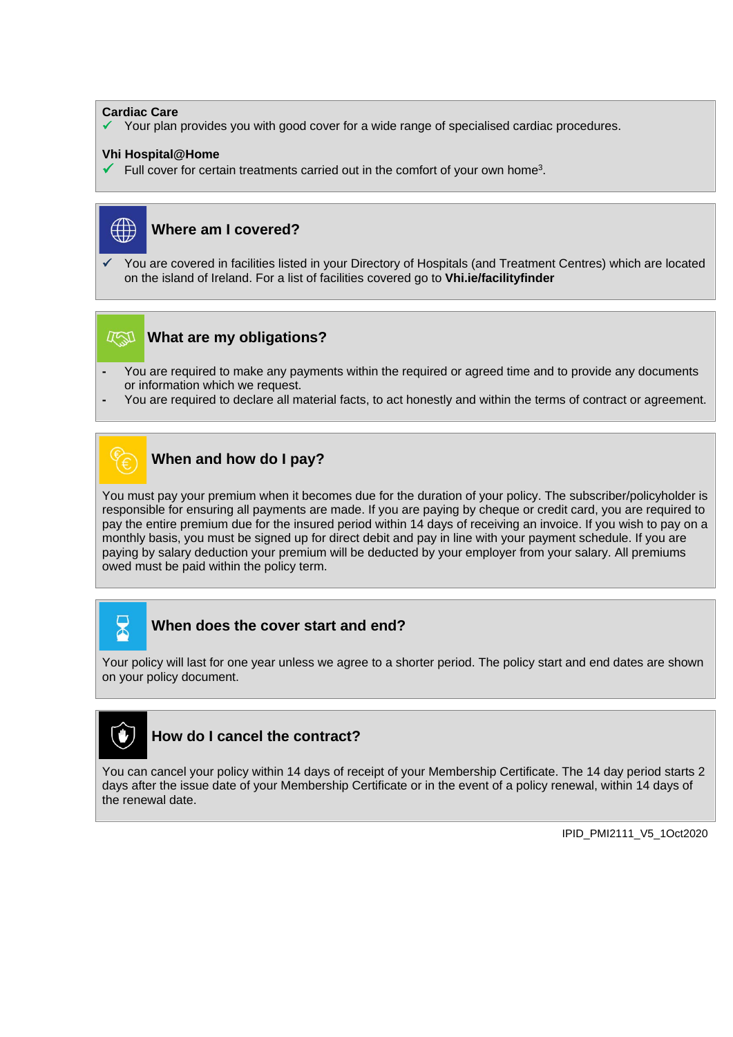**Cardiac Care**

✓ Your plan provides you with good cover for a wide range of specialised cardiac procedures.

**Vhi Hospital@Home**

✓ Full cover for certain treatments carried out in the comfort of your own home[3].

## Where am I covered?

✓ You are covered in facilities listed in your Directory of Hospitals (and Treatment Centres) which are located on the island of Ireland. For a list of facilities covered go to **Vhi.ie/facilityfinder**

## What are my obligations?

- You are required to make any payments within the required or agreed time and to provide any documents or information which we request.
- You are required to declare all material facts, to act honestly and within the terms of contract or agreement.

## When and how do I pay?

You must pay your premium when it becomes due for the duration of your policy. The subscriber/policyholder is responsible for ensuring all payments are made. If you are paying by cheque or credit card, you are required to pay the entire premium due for the insured period within 14 days of receiving an invoice. If you wish to pay on a monthly basis, you must be signed up for direct debit and pay in line with your payment schedule. If you are paying by salary deduction your premium will be deducted by your employer from your salary. All premiums owed must be paid within the policy term.

## When does the cover start and end?

Your policy will last for one year unless we agree to a shorter period. The policy start and end dates are shown on your policy document.

## How do I cancel the contract?

You can cancel your policy within 14 days of receipt of your Membership Certificate. The 14 day period starts 2 days after the issue date of your Membership Certificate or in the event of a policy renewal, within 14 days of the renewal date.

IPID_PMI2111_V5_1Oct2020